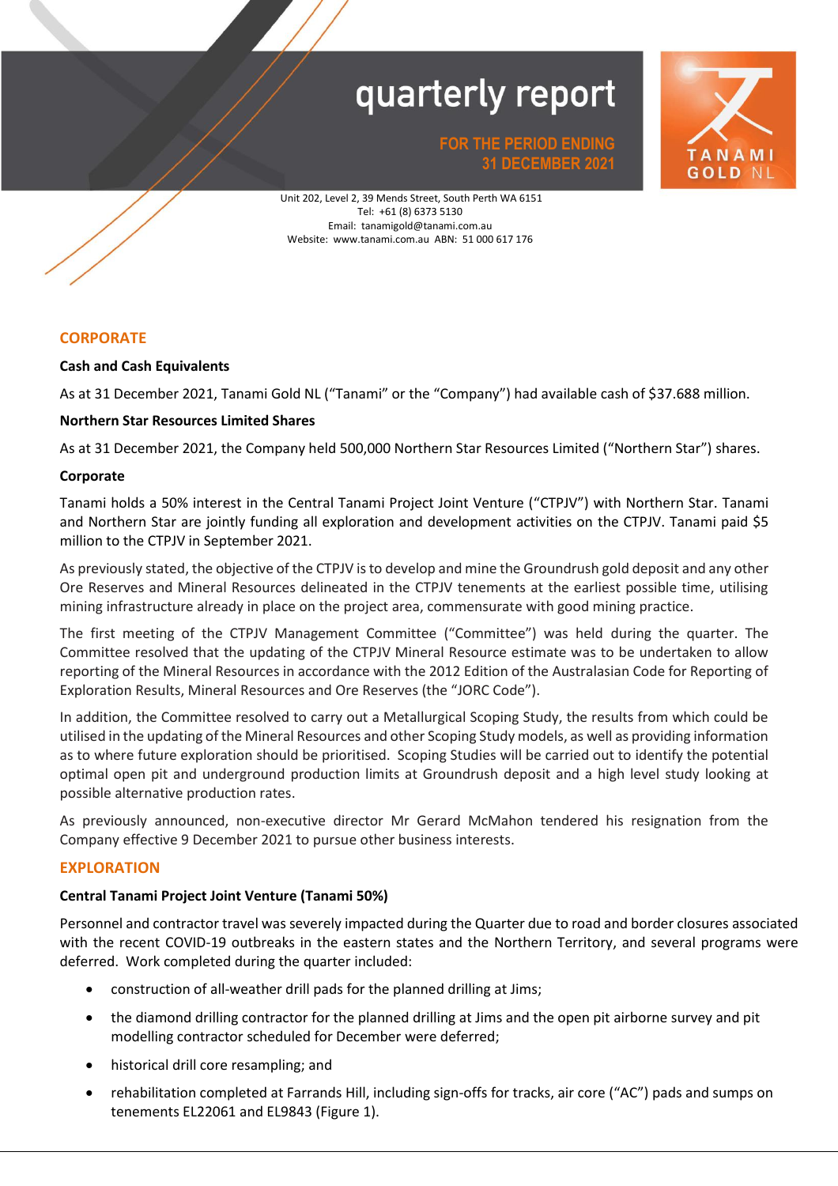# quarterly report

**FOR THE PERIOD ENDING 31 DECEMBER 2021**

TANAMI GOLD NL

Unit 202, Level 2, 39 Mends Street, South Perth WA 6151
Tel: +61 (8) 6373 5130
Email: tanamigold@tanami.com.au
Website: www.tanami.com.au ABN: 51 000 617 176

## CORPORATE

### Cash and Cash Equivalents

As at 31 December 2021, Tanami Gold NL ("Tanami" or the "Company") had available cash of $37.688 million.

### Northern Star Resources Limited Shares

As at 31 December 2021, the Company held 500,000 Northern Star Resources Limited ("Northern Star") shares.

### Corporate

Tanami holds a 50% interest in the Central Tanami Project Joint Venture ("CTPJV") with Northern Star. Tanami and Northern Star are jointly funding all exploration and development activities on the CTPJV. Tanami paid $5 million to the CTPJV in September 2021.

As previously stated, the objective of the CTPJV is to develop and mine the Groundrush gold deposit and any other Ore Reserves and Mineral Resources delineated in the CTPJV tenements at the earliest possible time, utilising mining infrastructure already in place on the project area, commensurate with good mining practice.

The first meeting of the CTPJV Management Committee ("Committee") was held during the quarter. The Committee resolved that the updating of the CTPJV Mineral Resource estimate was to be undertaken to allow reporting of the Mineral Resources in accordance with the 2012 Edition of the Australasian Code for Reporting of Exploration Results, Mineral Resources and Ore Reserves (the "JORC Code").

In addition, the Committee resolved to carry out a Metallurgical Scoping Study, the results from which could be utilised in the updating of the Mineral Resources and other Scoping Study models, as well as providing information as to where future exploration should be prioritised. Scoping Studies will be carried out to identify the potential optimal open pit and underground production limits at Groundrush deposit and a high level study looking at possible alternative production rates.

As previously announced, non-executive director Mr Gerard McMahon tendered his resignation from the Company effective 9 December 2021 to pursue other business interests.

## EXPLORATION

### Central Tanami Project Joint Venture (Tanami 50%)

Personnel and contractor travel was severely impacted during the Quarter due to road and border closures associated with the recent COVID-19 outbreaks in the eastern states and the Northern Territory, and several programs were deferred. Work completed during the quarter included:

- construction of all-weather drill pads for the planned drilling at Jims;
- the diamond drilling contractor for the planned drilling at Jims and the open pit airborne survey and pit modelling contractor scheduled for December were deferred;
- historical drill core resampling; and
- rehabilitation completed at Farrands Hill, including sign-offs for tracks, air core ("AC") pads and sumps on tenements EL22061 and EL9843 (Figure 1).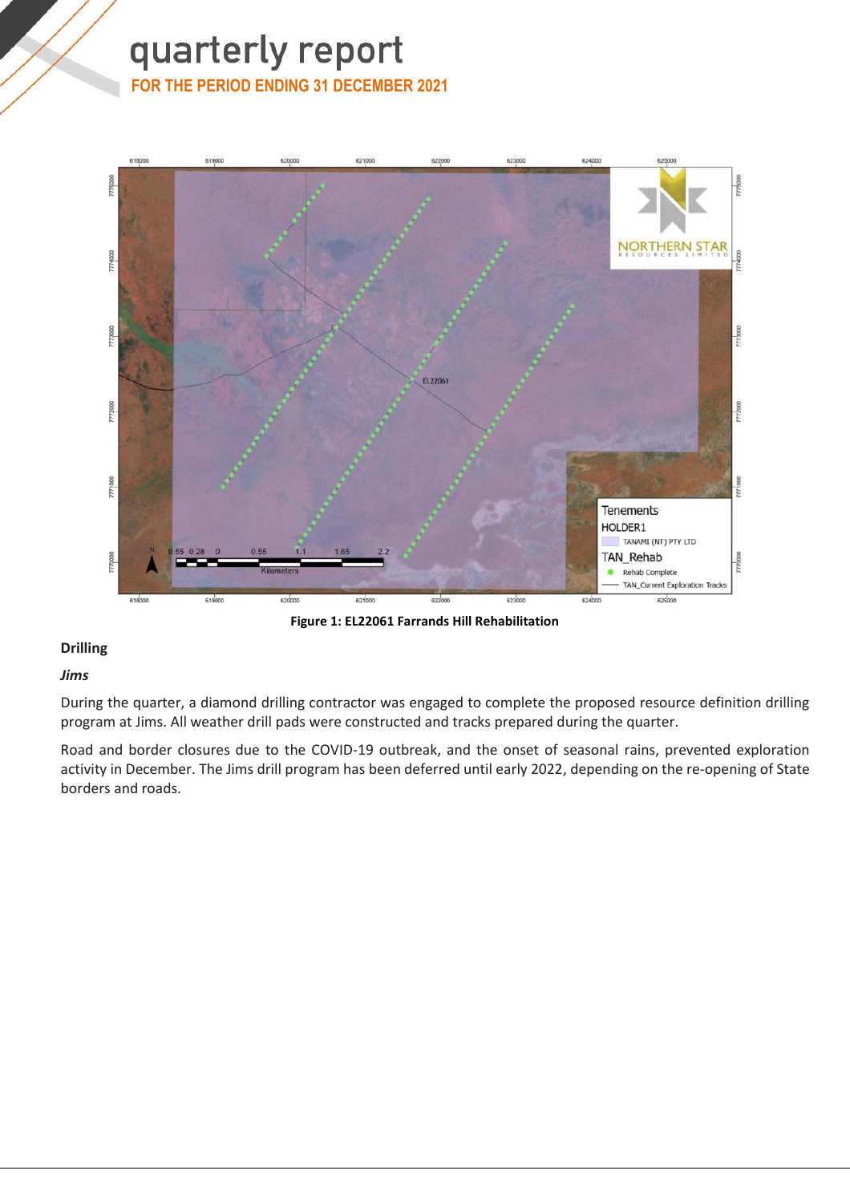Figure 1: EL22061 Farrands Hill Rehabilitation

## Drilling

### *Jims*

During the quarter, a diamond drilling contractor was engaged to complete the proposed resource definition drilling program at Jims. All weather drill pads were constructed and tracks prepared during the quarter.

Road and border closures due to the COVID-19 outbreak, and the onset of seasonal rains, prevented exploration activity in December. The Jims drill program has been deferred until early 2022, depending on the re-opening of State borders and roads.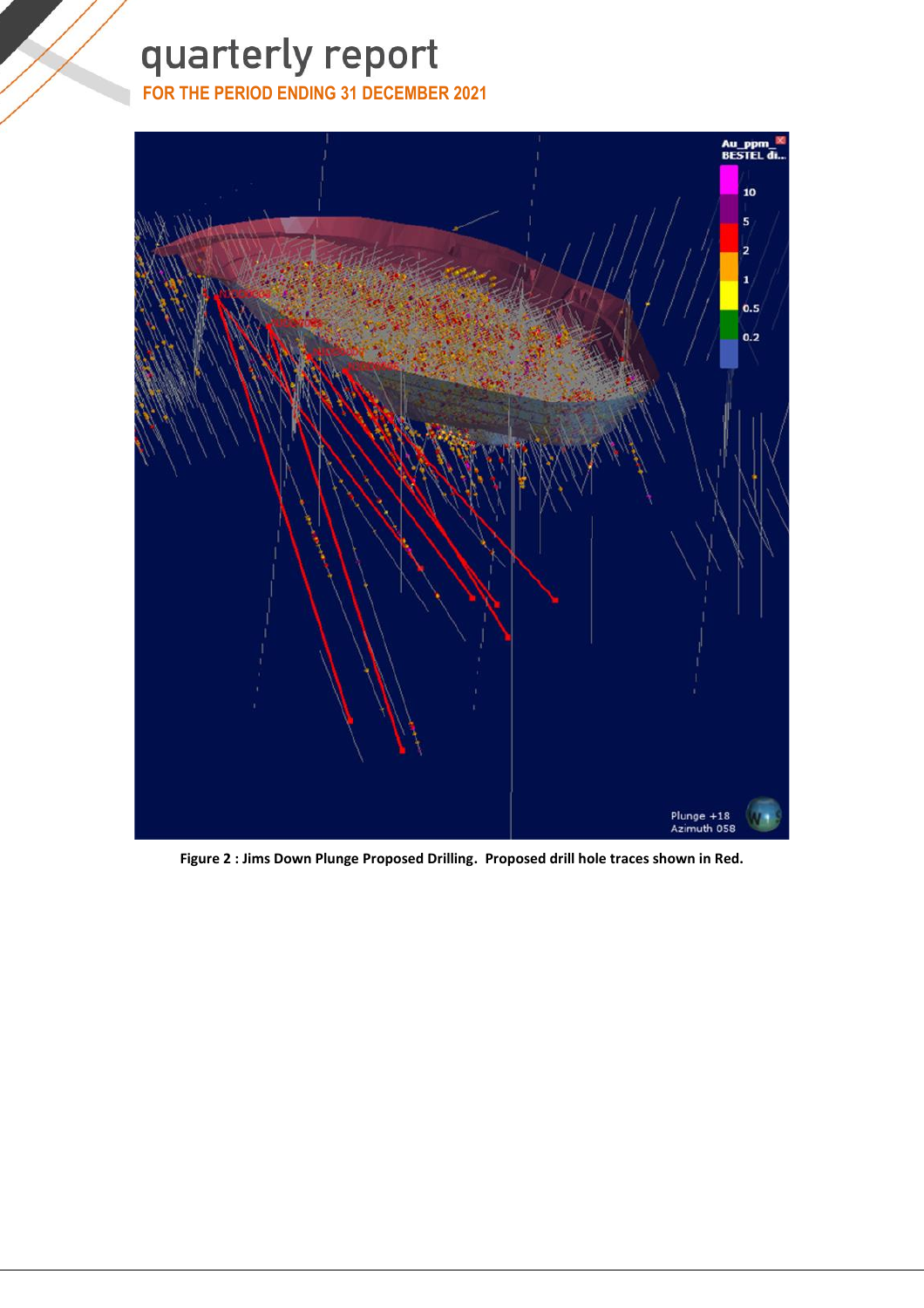Figure 2 : Jims Down Plunge Proposed Drilling. Proposed drill hole traces shown in Red.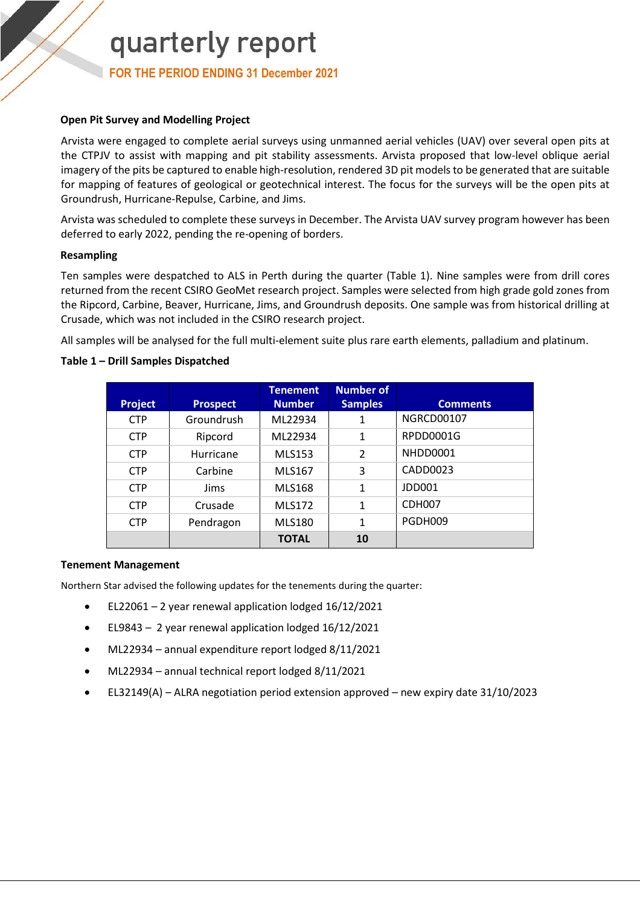## Open Pit Survey and Modelling Project

Arvista were engaged to complete aerial surveys using unmanned aerial vehicles (UAV) over several open pits at the CTPJV to assist with mapping and pit stability assessments. Arvista proposed that low-level oblique aerial imagery of the pits be captured to enable high-resolution, rendered 3D pit models to be generated that are suitable for mapping of features of geological or geotechnical interest. The focus for the surveys will be the open pits at Groundrush, Hurricane-Repulse, Carbine, and Jims.

Arvista was scheduled to complete these surveys in December. The Arvista UAV survey program however has been deferred to early 2022, pending the re-opening of borders.

## Resampling

Ten samples were despatched to ALS in Perth during the quarter (Table 1). Nine samples were from drill cores returned from the recent CSIRO GeoMet research project. Samples were selected from high grade gold zones from the Ripcord, Carbine, Beaver, Hurricane, Jims, and Groundrush deposits. One sample was from historical drilling at Crusade, which was not included in the CSIRO research project.

All samples will be analysed for the full multi-element suite plus rare earth elements, palladium and platinum.

**Table 1 – Drill Samples Dispatched**

| Project | Prospect | Tenement Number | Number of Samples | Comments |
|---|---|---|---|---|
| CTP | Groundrush | ML22934 | 1 | NGRCD00107 |
| CTP | Ripcord | ML22934 | 1 | RPDD0001G |
| CTP | Hurricane | MLS153 | 2 | NHDD0001 |
| CTP | Carbine | MLS167 | 3 | CADD0023 |
| CTP | Jims | MLS168 | 1 | JDD001 |
| CTP | Crusade | MLS172 | 1 | CDH007 |
| CTP | Pendragon | MLS180 | 1 | PGDH009 |
| | | **TOTAL** | **10** | |

## Tenement Management

Northern Star advised the following updates for the tenements during the quarter:

- EL22061 – 2 year renewal application lodged 16/12/2021
- EL9843 – 2 year renewal application lodged 16/12/2021
- ML22934 – annual expenditure report lodged 8/11/2021
- ML22934 – annual technical report lodged 8/11/2021
- EL32149(A) – ALRA negotiation period extension approved – new expiry date 31/10/2023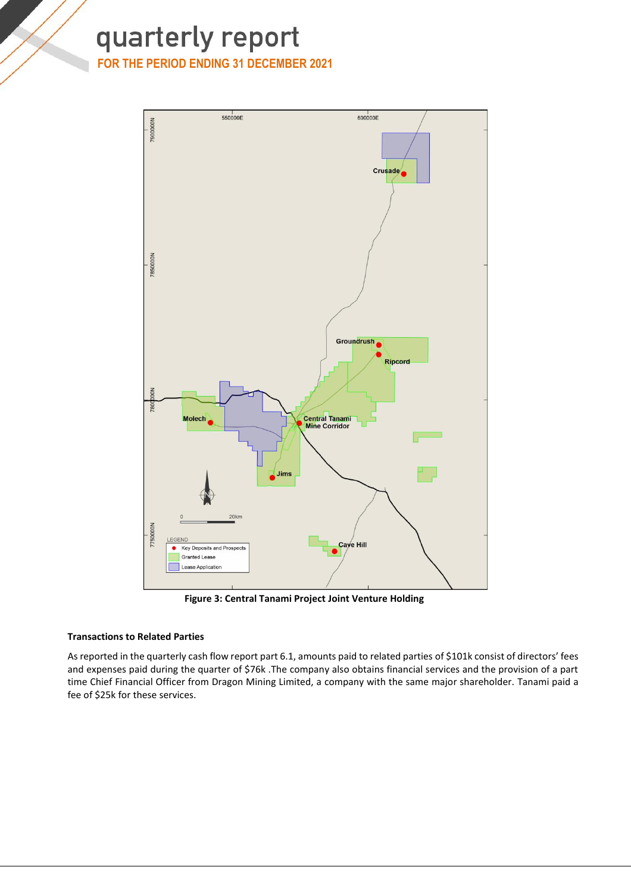**Figure 3: Central Tanami Project Joint Venture Holding**

### Transactions to Related Parties

As reported in the quarterly cash flow report part 6.1, amounts paid to related parties of $101k consist of directors' fees and expenses paid during the quarter of $76k .The company also obtains financial services and the provision of a part time Chief Financial Officer from Dragon Mining Limited, a company with the same major shareholder. Tanami paid a fee of $25k for these services.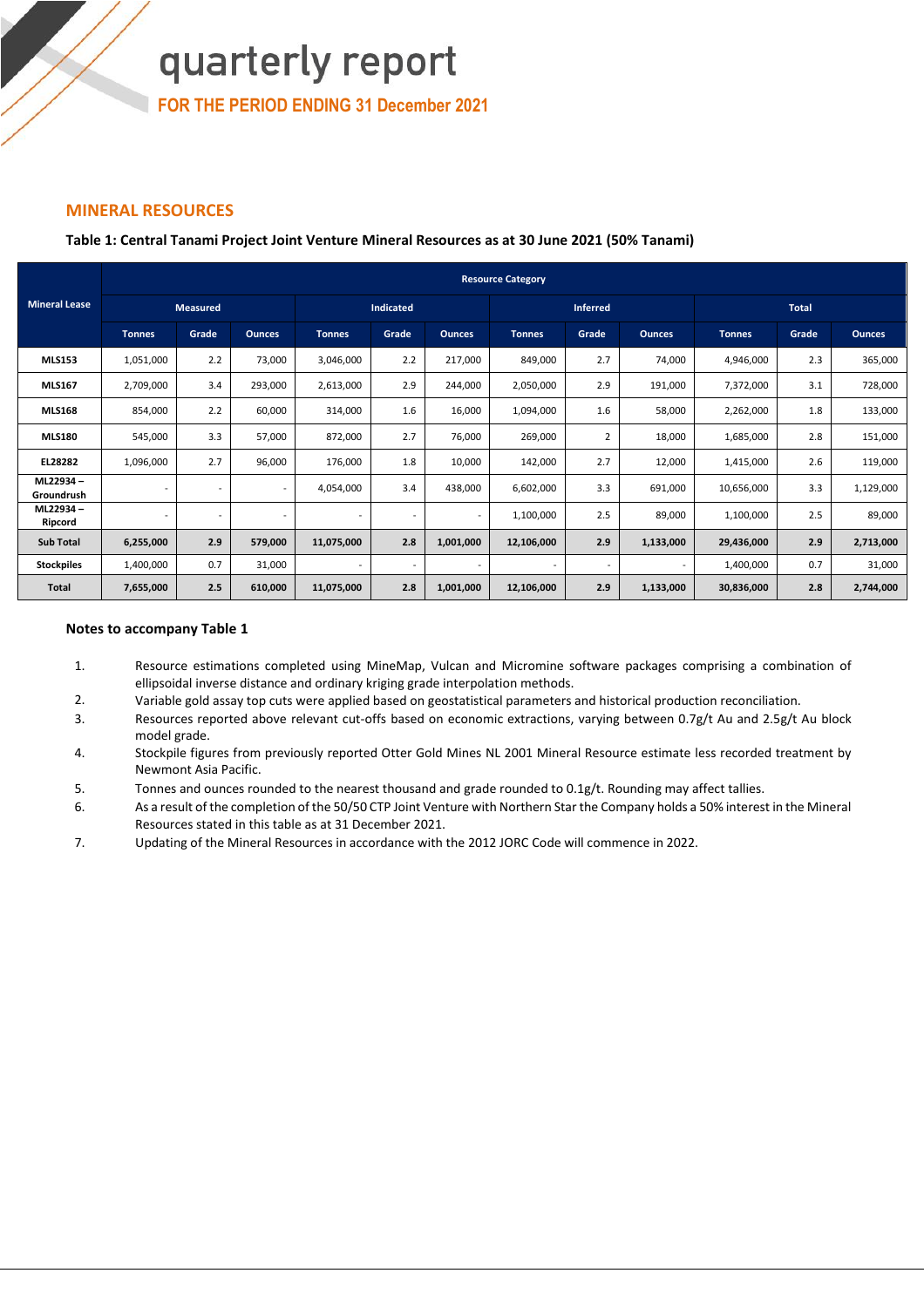## MINERAL RESOURCES

**Table 1: Central Tanami Project Joint Venture Mineral Resources as at 30 June 2021 (50% Tanami)**

| Mineral Lease | Resource Category | | | | | | | | | | | |
|---|---|---|---|---|---|---|---|---|---|---|---|---|
| | Measured | | | Indicated | | | Inferred | | | Total | | |
| | Tonnes | Grade | Ounces | Tonnes | Grade | Ounces | Tonnes | Grade | Ounces | Tonnes | Grade | Ounces |
| **MLS153** | 1,051,000 | 2.2 | 73,000 | 3,046,000 | 2.2 | 217,000 | 849,000 | 2.7 | 74,000 | 4,946,000 | 2.3 | 365,000 |
| **MLS167** | 2,709,000 | 3.4 | 293,000 | 2,613,000 | 2.9 | 244,000 | 2,050,000 | 2.9 | 191,000 | 7,372,000 | 3.1 | 728,000 |
| **MLS168** | 854,000 | 2.2 | 60,000 | 314,000 | 1.6 | 16,000 | 1,094,000 | 1.6 | 58,000 | 2,262,000 | 1.8 | 133,000 |
| **MLS180** | 545,000 | 3.3 | 57,000 | 872,000 | 2.7 | 76,000 | 269,000 | 2 | 18,000 | 1,685,000 | 2.8 | 151,000 |
| **EL28282** | 1,096,000 | 2.7 | 96,000 | 176,000 | 1.8 | 10,000 | 142,000 | 2.7 | 12,000 | 1,415,000 | 2.6 | 119,000 |
| **ML22934 – Groundrush** | - | - | - | 4,054,000 | 3.4 | 438,000 | 6,602,000 | 3.3 | 691,000 | 10,656,000 | 3.3 | 1,129,000 |
| **ML22934 – Ripcord** | - | - | - | - | - | - | 1,100,000 | 2.5 | 89,000 | 1,100,000 | 2.5 | 89,000 |
| **Sub Total** | **6,255,000** | **2.9** | **579,000** | **11,075,000** | **2.8** | **1,001,000** | **12,106,000** | **2.9** | **1,133,000** | **29,436,000** | **2.9** | **2,713,000** |
| **Stockpiles** | 1,400,000 | 0.7 | 31,000 | - | - | - | - | - | - | 1,400,000 | 0.7 | 31,000 |
| **Total** | **7,655,000** | **2.5** | **610,000** | **11,075,000** | **2.8** | **1,001,000** | **12,106,000** | **2.9** | **1,133,000** | **30,836,000** | **2.8** | **2,744,000** |

### Notes to accompany Table 1

1. Resource estimations completed using MineMap, Vulcan and Micromine software packages comprising a combination of ellipsoidal inverse distance and ordinary kriging grade interpolation methods.
2. Variable gold assay top cuts were applied based on geostatistical parameters and historical production reconciliation.
3. Resources reported above relevant cut-offs based on economic extractions, varying between 0.7g/t Au and 2.5g/t Au block model grade.
4. Stockpile figures from previously reported Otter Gold Mines NL 2001 Mineral Resource estimate less recorded treatment by Newmont Asia Pacific.
5. Tonnes and ounces rounded to the nearest thousand and grade rounded to 0.1g/t. Rounding may affect tallies.
6. As a result of the completion of the 50/50 CTP Joint Venture with Northern Star the Company holds a 50% interest in the Mineral Resources stated in this table as at 31 December 2021.
7. Updating of the Mineral Resources in accordance with the 2012 JORC Code will commence in 2022.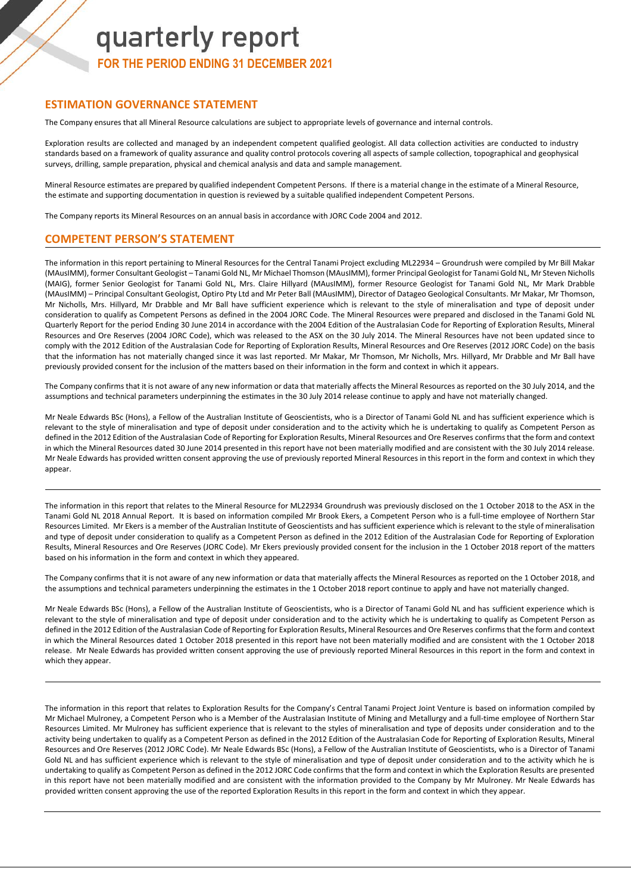## ESTIMATION GOVERNANCE STATEMENT

The Company ensures that all Mineral Resource calculations are subject to appropriate levels of governance and internal controls.

Exploration results are collected and managed by an independent competent qualified geologist. All data collection activities are conducted to industry standards based on a framework of quality assurance and quality control protocols covering all aspects of sample collection, topographical and geophysical surveys, drilling, sample preparation, physical and chemical analysis and data and sample management.

Mineral Resource estimates are prepared by qualified independent Competent Persons. If there is a material change in the estimate of a Mineral Resource, the estimate and supporting documentation in question is reviewed by a suitable qualified independent Competent Persons.

The Company reports its Mineral Resources on an annual basis in accordance with JORC Code 2004 and 2012.

## COMPETENT PERSON'S STATEMENT

The information in this report pertaining to Mineral Resources for the Central Tanami Project excluding ML22934 – Groundrush were compiled by Mr Bill Makar (MAusIMM), former Consultant Geologist – Tanami Gold NL, Mr Michael Thomson (MAusIMM), former Principal Geologist for Tanami Gold NL, Mr Steven Nicholls (MAIG), former Senior Geologist for Tanami Gold NL, Mrs. Claire Hillyard (MAusIMM), former Resource Geologist for Tanami Gold NL, Mr Mark Drabble (MAusIMM) – Principal Consultant Geologist, Optiro Pty Ltd and Mr Peter Ball (MAusIMM), Director of Datageo Geological Consultants. Mr Makar, Mr Thomson, Mr Nicholls, Mrs. Hillyard, Mr Drabble and Mr Ball have sufficient experience which is relevant to the style of mineralisation and type of deposit under consideration to qualify as Competent Persons as defined in the 2004 JORC Code. The Mineral Resources were prepared and disclosed in the Tanami Gold NL Quarterly Report for the period Ending 30 June 2014 in accordance with the 2004 Edition of the Australasian Code for Reporting of Exploration Results, Mineral Resources and Ore Reserves (2004 JORC Code), which was released to the ASX on the 30 July 2014. The Mineral Resources have not been updated since to comply with the 2012 Edition of the Australasian Code for Reporting of Exploration Results, Mineral Resources and Ore Reserves (2012 JORC Code) on the basis that the information has not materially changed since it was last reported. Mr Makar, Mr Thomson, Mr Nicholls, Mrs. Hillyard, Mr Drabble and Mr Ball have previously provided consent for the inclusion of the matters based on their information in the form and context in which it appears.

The Company confirms that it is not aware of any new information or data that materially affects the Mineral Resources as reported on the 30 July 2014, and the assumptions and technical parameters underpinning the estimates in the 30 July 2014 release continue to apply and have not materially changed.

Mr Neale Edwards BSc (Hons), a Fellow of the Australian Institute of Geoscientists, who is a Director of Tanami Gold NL and has sufficient experience which is relevant to the style of mineralisation and type of deposit under consideration and to the activity which he is undertaking to qualify as Competent Person as defined in the 2012 Edition of the Australasian Code of Reporting for Exploration Results, Mineral Resources and Ore Reserves confirms that the form and context in which the Mineral Resources dated 30 June 2014 presented in this report have not been materially modified and are consistent with the 30 July 2014 release. Mr Neale Edwards has provided written consent approving the use of previously reported Mineral Resources in this report in the form and context in which they appear.

---

The information in this report that relates to the Mineral Resource for ML22934 Groundrush was previously disclosed on the 1 October 2018 to the ASX in the Tanami Gold NL 2018 Annual Report. It is based on information compiled Mr Brook Ekers, a Competent Person who is a full-time employee of Northern Star Resources Limited. Mr Ekers is a member of the Australian Institute of Geoscientists and has sufficient experience which is relevant to the style of mineralisation and type of deposit under consideration to qualify as a Competent Person as defined in the 2012 Edition of the Australasian Code for Reporting of Exploration Results, Mineral Resources and Ore Reserves (JORC Code). Mr Ekers previously provided consent for the inclusion in the 1 October 2018 report of the matters based on his information in the form and context in which they appeared.

The Company confirms that it is not aware of any new information or data that materially affects the Mineral Resources as reported on the 1 October 2018, and the assumptions and technical parameters underpinning the estimates in the 1 October 2018 report continue to apply and have not materially changed.

Mr Neale Edwards BSc (Hons), a Fellow of the Australian Institute of Geoscientists, who is a Director of Tanami Gold NL and has sufficient experience which is relevant to the style of mineralisation and type of deposit under consideration and to the activity which he is undertaking to qualify as Competent Person as defined in the 2012 Edition of the Australasian Code of Reporting for Exploration Results, Mineral Resources and Ore Reserves confirms that the form and context in which the Mineral Resources dated 1 October 2018 presented in this report have not been materially modified and are consistent with the 1 October 2018 release. Mr Neale Edwards has provided written consent approving the use of previously reported Mineral Resources in this report in the form and context in which they appear.

---

The information in this report that relates to Exploration Results for the Company's Central Tanami Project Joint Venture is based on information compiled by Mr Michael Mulroney, a Competent Person who is a Member of the Australasian Institute of Mining and Metallurgy and a full-time employee of Northern Star Resources Limited. Mr Mulroney has sufficient experience that is relevant to the styles of mineralisation and type of deposits under consideration and to the activity being undertaken to qualify as a Competent Person as defined in the 2012 Edition of the Australasian Code for Reporting of Exploration Results, Mineral Resources and Ore Reserves (2012 JORC Code). Mr Neale Edwards BSc (Hons), a Fellow of the Australian Institute of Geoscientists, who is a Director of Tanami Gold NL and has sufficient experience which is relevant to the style of mineralisation and type of deposit under consideration and to the activity which he is undertaking to qualify as Competent Person as defined in the 2012 JORC Code confirms that the form and context in which the Exploration Results are presented in this report have not been materially modified and are consistent with the information provided to the Company by Mr Mulroney. Mr Neale Edwards has provided written consent approving the use of the reported Exploration Results in this report in the form and context in which they appear.

---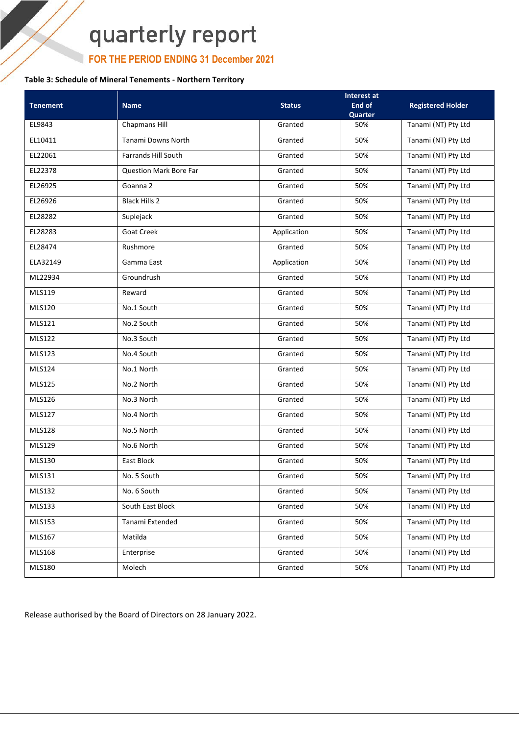**Table 3: Schedule of Mineral Tenements - Northern Territory**

| Tenement | Name | Status | Interest at End of Quarter | Registered Holder |
|---|---|---|---|---|
| EL9843 | Chapmans Hill | Granted | 50% | Tanami (NT) Pty Ltd |
| EL10411 | Tanami Downs North | Granted | 50% | Tanami (NT) Pty Ltd |
| EL22061 | Farrands Hill South | Granted | 50% | Tanami (NT) Pty Ltd |
| EL22378 | Question Mark Bore Far | Granted | 50% | Tanami (NT) Pty Ltd |
| EL26925 | Goanna 2 | Granted | 50% | Tanami (NT) Pty Ltd |
| EL26926 | Black Hills 2 | Granted | 50% | Tanami (NT) Pty Ltd |
| EL28282 | Suplejack | Granted | 50% | Tanami (NT) Pty Ltd |
| EL28283 | Goat Creek | Application | 50% | Tanami (NT) Pty Ltd |
| EL28474 | Rushmore | Granted | 50% | Tanami (NT) Pty Ltd |
| ELA32149 | Gamma East | Application | 50% | Tanami (NT) Pty Ltd |
| ML22934 | Groundrush | Granted | 50% | Tanami (NT) Pty Ltd |
| MLS119 | Reward | Granted | 50% | Tanami (NT) Pty Ltd |
| MLS120 | No.1 South | Granted | 50% | Tanami (NT) Pty Ltd |
| MLS121 | No.2 South | Granted | 50% | Tanami (NT) Pty Ltd |
| MLS122 | No.3 South | Granted | 50% | Tanami (NT) Pty Ltd |
| MLS123 | No.4 South | Granted | 50% | Tanami (NT) Pty Ltd |
| MLS124 | No.1 North | Granted | 50% | Tanami (NT) Pty Ltd |
| MLS125 | No.2 North | Granted | 50% | Tanami (NT) Pty Ltd |
| MLS126 | No.3 North | Granted | 50% | Tanami (NT) Pty Ltd |
| MLS127 | No.4 North | Granted | 50% | Tanami (NT) Pty Ltd |
| MLS128 | No.5 North | Granted | 50% | Tanami (NT) Pty Ltd |
| MLS129 | No.6 North | Granted | 50% | Tanami (NT) Pty Ltd |
| MLS130 | East Block | Granted | 50% | Tanami (NT) Pty Ltd |
| MLS131 | No. 5 South | Granted | 50% | Tanami (NT) Pty Ltd |
| MLS132 | No. 6 South | Granted | 50% | Tanami (NT) Pty Ltd |
| MLS133 | South East Block | Granted | 50% | Tanami (NT) Pty Ltd |
| MLS153 | Tanami Extended | Granted | 50% | Tanami (NT) Pty Ltd |
| MLS167 | Matilda | Granted | 50% | Tanami (NT) Pty Ltd |
| MLS168 | Enterprise | Granted | 50% | Tanami (NT) Pty Ltd |
| MLS180 | Molech | Granted | 50% | Tanami (NT) Pty Ltd |

Release authorised by the Board of Directors on 28 January 2022.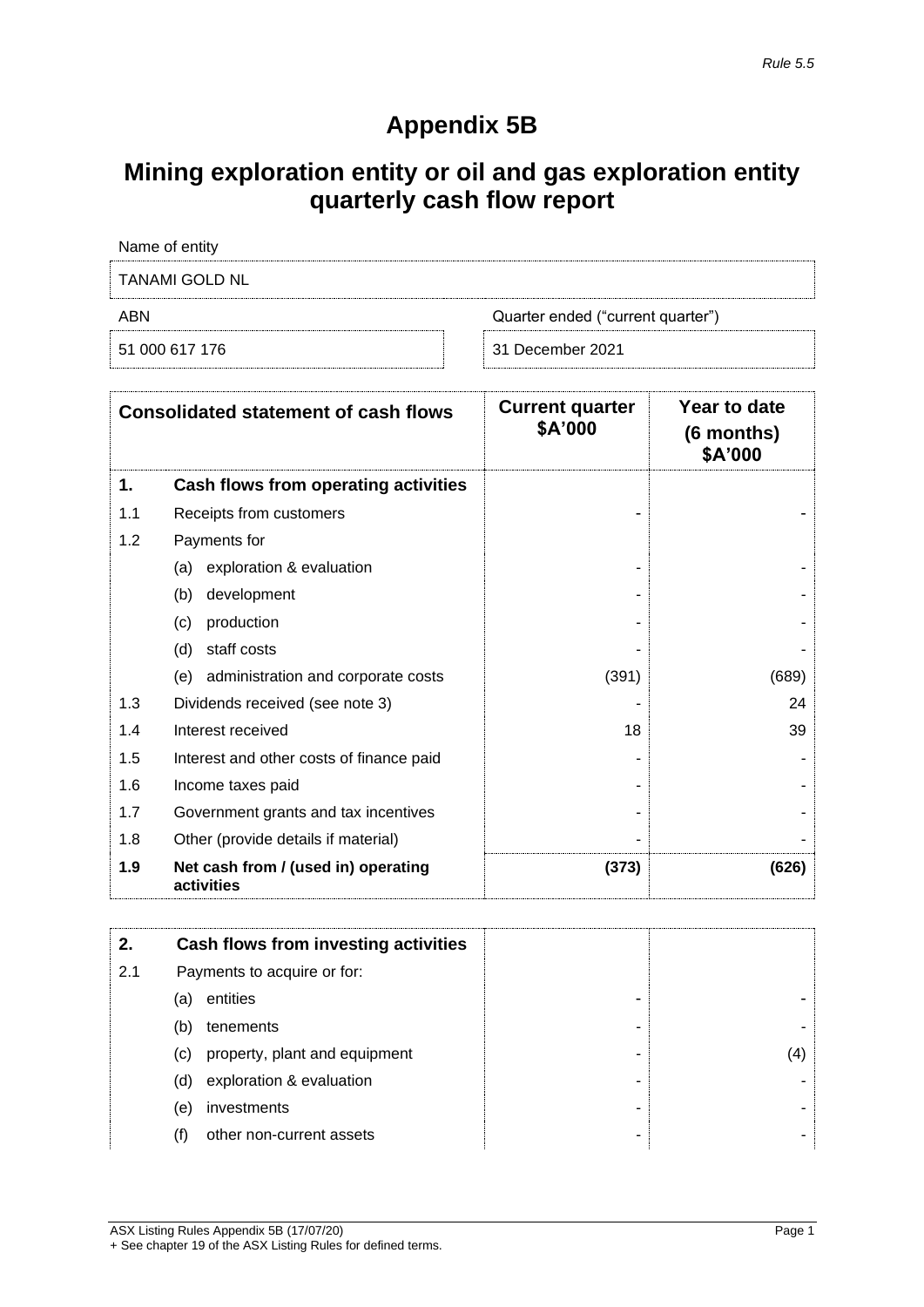*Rule 5.5*

# Appendix 5B

# Mining exploration entity or oil and gas exploration entity quarterly cash flow report

| Name of entity | |
|---|---|
| TANAMI GOLD NL | |
| **ABN** | **Quarter ended ("current quarter")** |
| 51 000 617 176 | 31 December 2021 |

| | Consolidated statement of cash flows | Current quarter $A'000 | Year to date (6 months) $A'000 |
|---|---|---|---|
| **1.** | **Cash flows from operating activities** | | |
| 1.1 | Receipts from customers | - | - |
| 1.2 | Payments for | | |
| | (a) exploration & evaluation | - | - |
| | (b) development | - | - |
| | (c) production | - | - |
| | (d) staff costs | - | - |
| | (e) administration and corporate costs | (391) | (689) |
| 1.3 | Dividends received (see note 3) | - | 24 |
| 1.4 | Interest received | 18 | 39 |
| 1.5 | Interest and other costs of finance paid | - | - |
| 1.6 | Income taxes paid | - | - |
| 1.7 | Government grants and tax incentives | - | - |
| 1.8 | Other (provide details if material) | - | - |
| **1.9** | **Net cash from / (used in) operating activities** | **(373)** | **(626)** |

| | | | |
|---|---|---|---|
| **2.** | **Cash flows from investing activities** | | |
| 2.1 | Payments to acquire or for: | | |
| | (a) entities | - | - |
| | (b) tenements | - | - |
| | (c) property, plant and equipment | - | (4) |
| | (d) exploration & evaluation | - | - |
| | (e) investments | - | - |
| | (f) other non-current assets | - | - |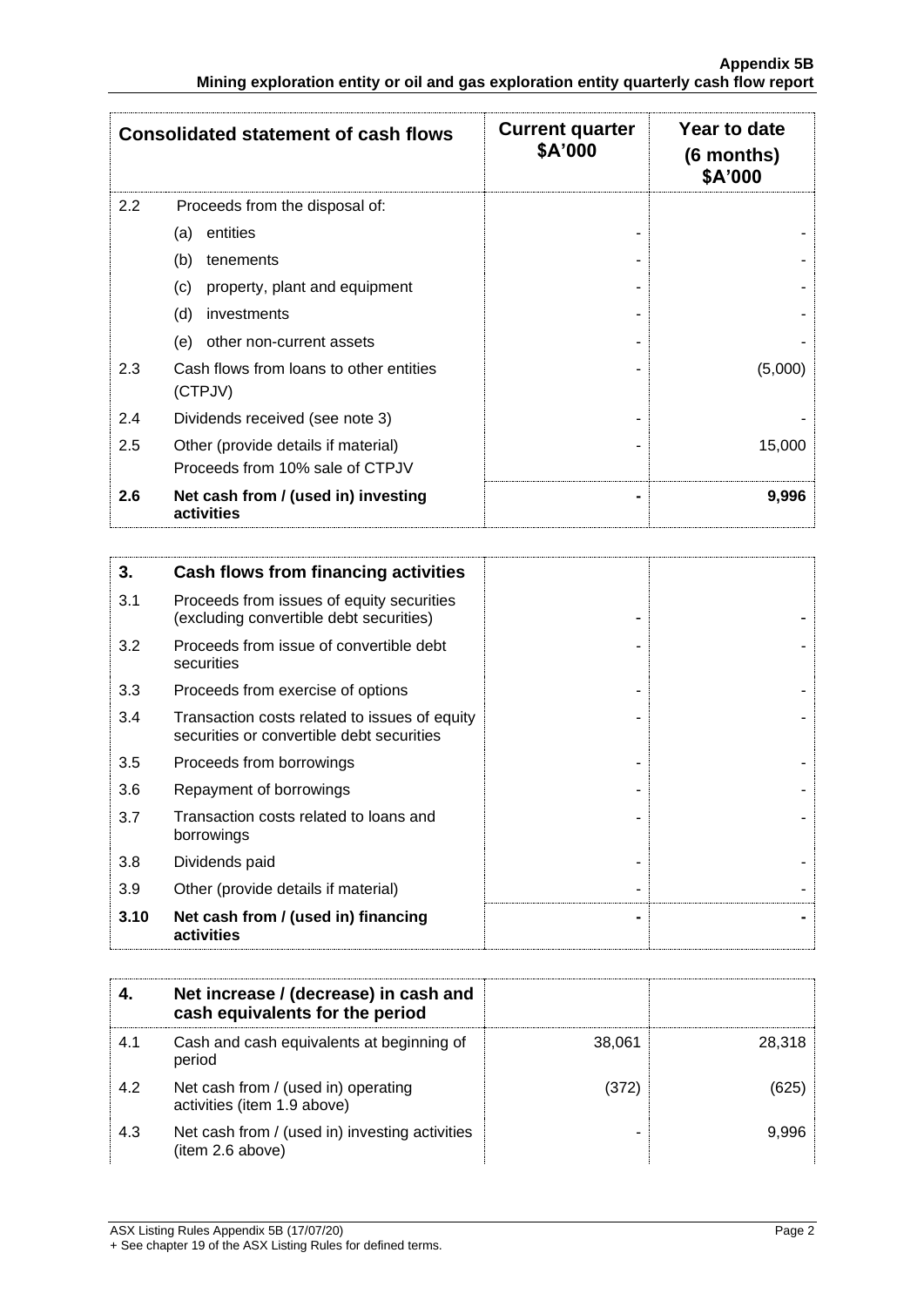| Consolidated statement of cash flows | | Current quarter $A'000 | Year to date (6 months) $A'000 |
|---|---|---|---|
| 2.2 | Proceeds from the disposal of: | | |
| | (a) entities | - | - |
| | (b) tenements | - | - |
| | (c) property, plant and equipment | - | - |
| | (d) investments | - | - |
| | (e) other non-current assets | - | - |
| 2.3 | Cash flows from loans to other entities (CTPJV) | - | (5,000) |
| 2.4 | Dividends received (see note 3) | - | - |
| 2.5 | Other (provide details if material) Proceeds from 10% sale of CTPJV | - | 15,000 |
| **2.6** | **Net cash from / (used in) investing activities** | **-** | **9,996** |

| 3. | Cash flows from financing activities | | |
|---|---|---|---|
| 3.1 | Proceeds from issues of equity securities (excluding convertible debt securities) | - | - |
| 3.2 | Proceeds from issue of convertible debt securities | - | - |
| 3.3 | Proceeds from exercise of options | - | - |
| 3.4 | Transaction costs related to issues of equity securities or convertible debt securities | - | - |
| 3.5 | Proceeds from borrowings | - | - |
| 3.6 | Repayment of borrowings | - | - |
| 3.7 | Transaction costs related to loans and borrowings | - | - |
| 3.8 | Dividends paid | - | - |
| 3.9 | Other (provide details if material) | - | - |
| **3.10** | **Net cash from / (used in) financing activities** | **-** | **-** |

| 4. | Net increase / (decrease) in cash and cash equivalents for the period | | |
|---|---|---|---|
| 4.1 | Cash and cash equivalents at beginning of period | 38,061 | 28,318 |
| 4.2 | Net cash from / (used in) operating activities (item 1.9 above) | (372) | (625) |
| 4.3 | Net cash from / (used in) investing activities (item 2.6 above) | - | 9,996 |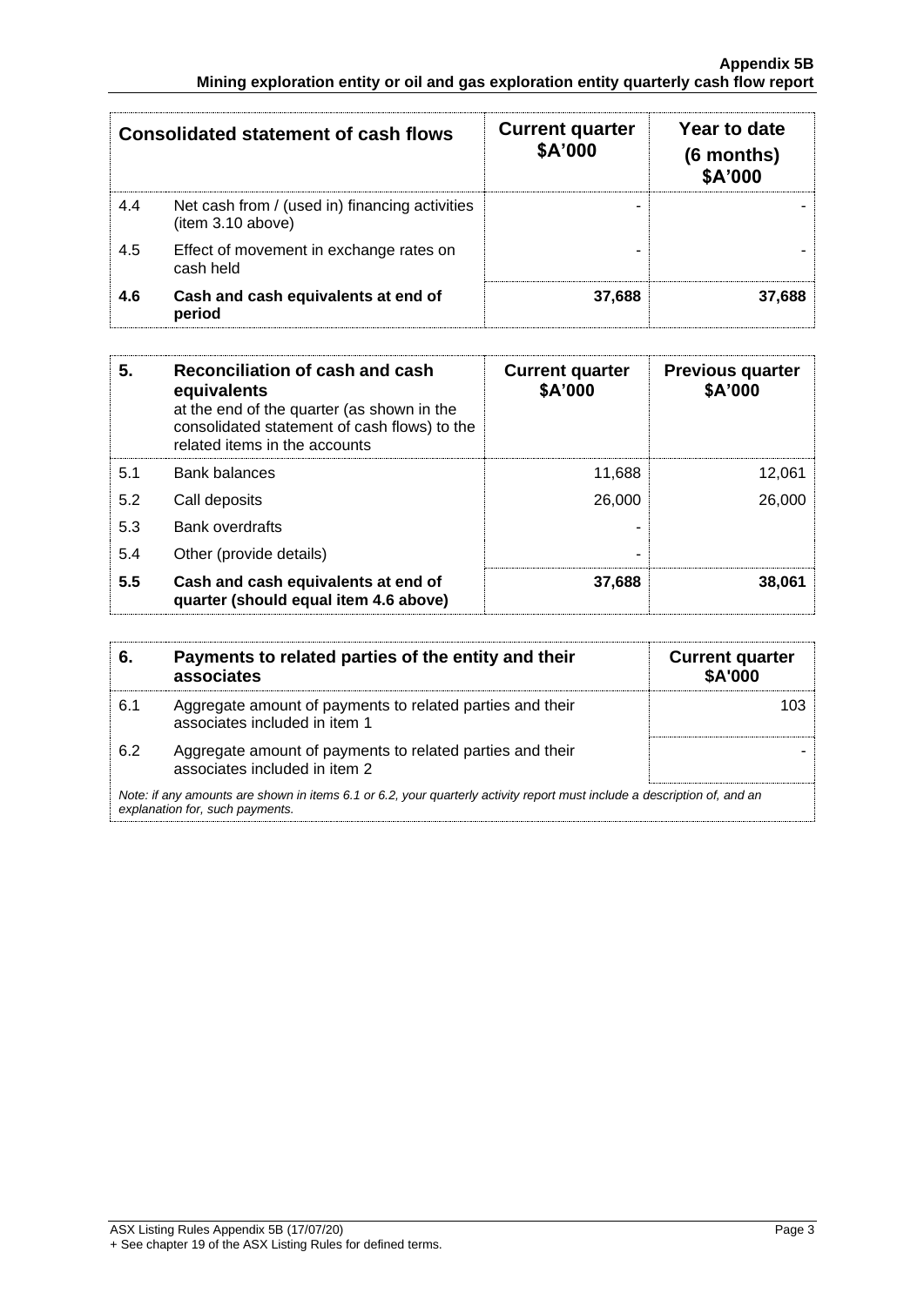| Consolidated statement of cash flows | | Current quarter \$A'000 | Year to date (6 months) \$A'000 |
|---|---|---|---|
| 4.4 | Net cash from / (used in) financing activities (item 3.10 above) | - | - |
| 4.5 | Effect of movement in exchange rates on cash held | - | - |
| **4.6** | **Cash and cash equivalents at end of period** | **37,688** | **37,688** |

| **5.** | **Reconciliation of cash and cash equivalents** at the end of the quarter (as shown in the consolidated statement of cash flows) to the related items in the accounts | **Current quarter \$A'000** | **Previous quarter \$A'000** |
|---|---|---|---|
| 5.1 | Bank balances | 11,688 | 12,061 |
| 5.2 | Call deposits | 26,000 | 26,000 |
| 5.3 | Bank overdrafts | - | |
| 5.4 | Other (provide details) | - | |
| **5.5** | **Cash and cash equivalents at end of quarter (should equal item 4.6 above)** | **37,688** | **38,061** |

| **6.** | **Payments to related parties of the entity and their associates** | **Current quarter \$A'000** |
|---|---|---|
| 6.1 | Aggregate amount of payments to related parties and their associates included in item 1 | 103 |
| 6.2 | Aggregate amount of payments to related parties and their associates included in item 2 | - |

*Note: if any amounts are shown in items 6.1 or 6.2, your quarterly activity report must include a description of, and an explanation for, such payments.*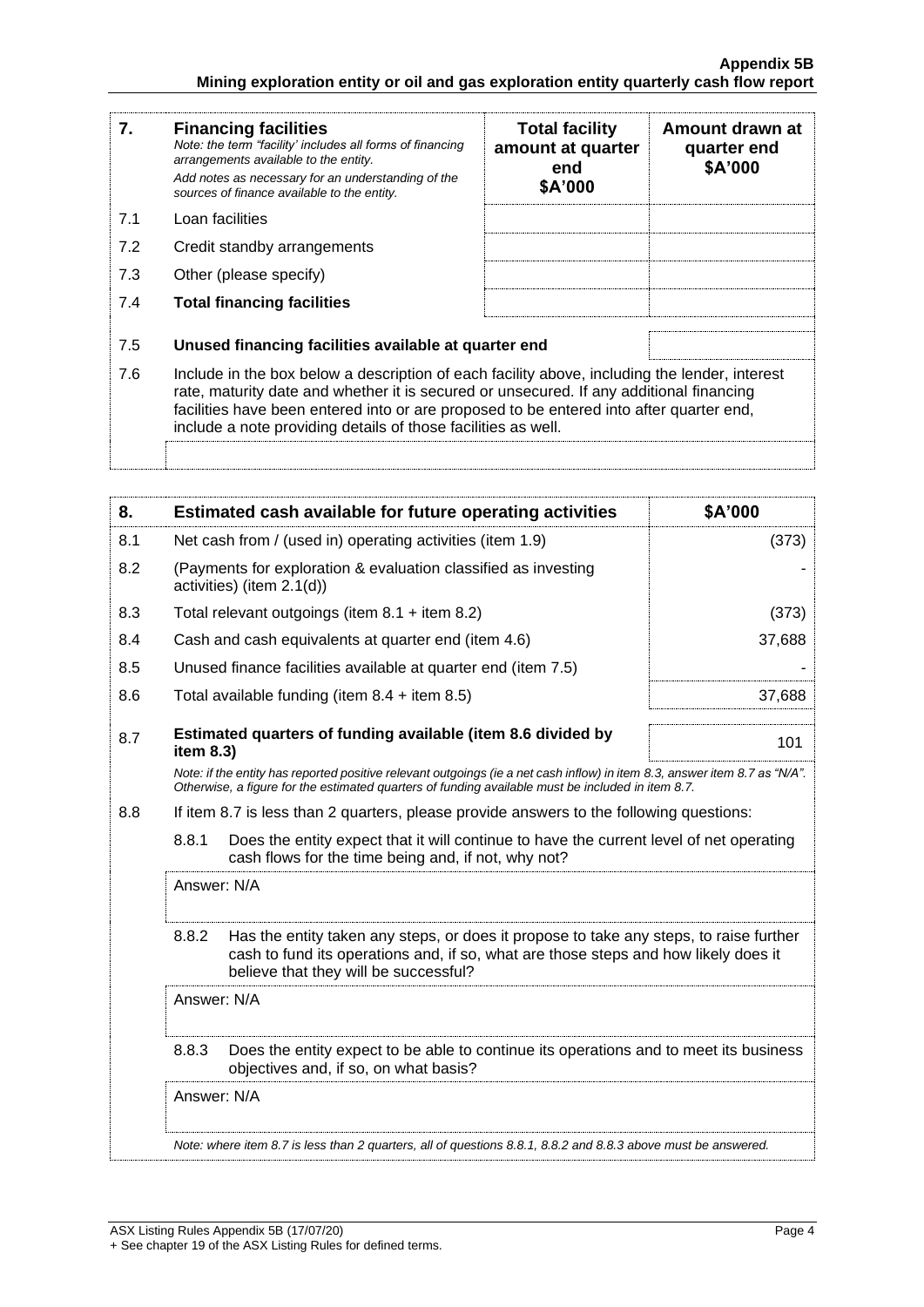| 7. | **Financing facilities**<br>*Note: the term "facility' includes all forms of financing arrangements available to the entity.*<br>*Add notes as necessary for an understanding of the sources of finance available to the entity.* | **Total facility amount at quarter end $A'000** | **Amount drawn at quarter end $A'000** |
|---|---|---|---|
| 7.1 | Loan facilities | | |
| 7.2 | Credit standby arrangements | | |
| 7.3 | Other (please specify) | | |
| 7.4 | **Total financing facilities** | | |
| 7.5 | **Unused financing facilities available at quarter end** | | |
| 7.6 | Include in the box below a description of each facility above, including the lender, interest rate, maturity date and whether it is secured or unsecured. If any additional financing facilities have been entered into or are proposed to be entered into after quarter end, include a note providing details of those facilities as well. | | |

| 8. | **Estimated cash available for future operating activities** | **$A'000** |
|---|---|---|
| 8.1 | Net cash from / (used in) operating activities (item 1.9) | (373) |
| 8.2 | (Payments for exploration & evaluation classified as investing activities) (item 2.1(d)) | - |
| 8.3 | Total relevant outgoings (item 8.1 + item 8.2) | (373) |
| 8.4 | Cash and cash equivalents at quarter end (item 4.6) | 37,688 |
| 8.5 | Unused finance facilities available at quarter end (item 7.5) | - |
| 8.6 | Total available funding (item 8.4 + item 8.5) | 37,688 |
| 8.7 | **Estimated quarters of funding available (item 8.6 divided by item 8.3)** | 101 |

*Note: if the entity has reported positive relevant outgoings (ie a net cash inflow) in item 8.3, answer item 8.7 as "N/A". Otherwise, a figure for the estimated quarters of funding available must be included in item 8.7.*

8.8 If item 8.7 is less than 2 quarters, please provide answers to the following questions:

8.8.1 Does the entity expect that it will continue to have the current level of net operating cash flows for the time being and, if not, why not?

Answer: N/A

8.8.2 Has the entity taken any steps, or does it propose to take any steps, to raise further cash to fund its operations and, if so, what are those steps and how likely does it believe that they will be successful?

Answer: N/A

8.8.3 Does the entity expect to be able to continue its operations and to meet its business objectives and, if so, on what basis?

Answer: N/A

*Note: where item 8.7 is less than 2 quarters, all of questions 8.8.1, 8.8.2 and 8.8.3 above must be answered.*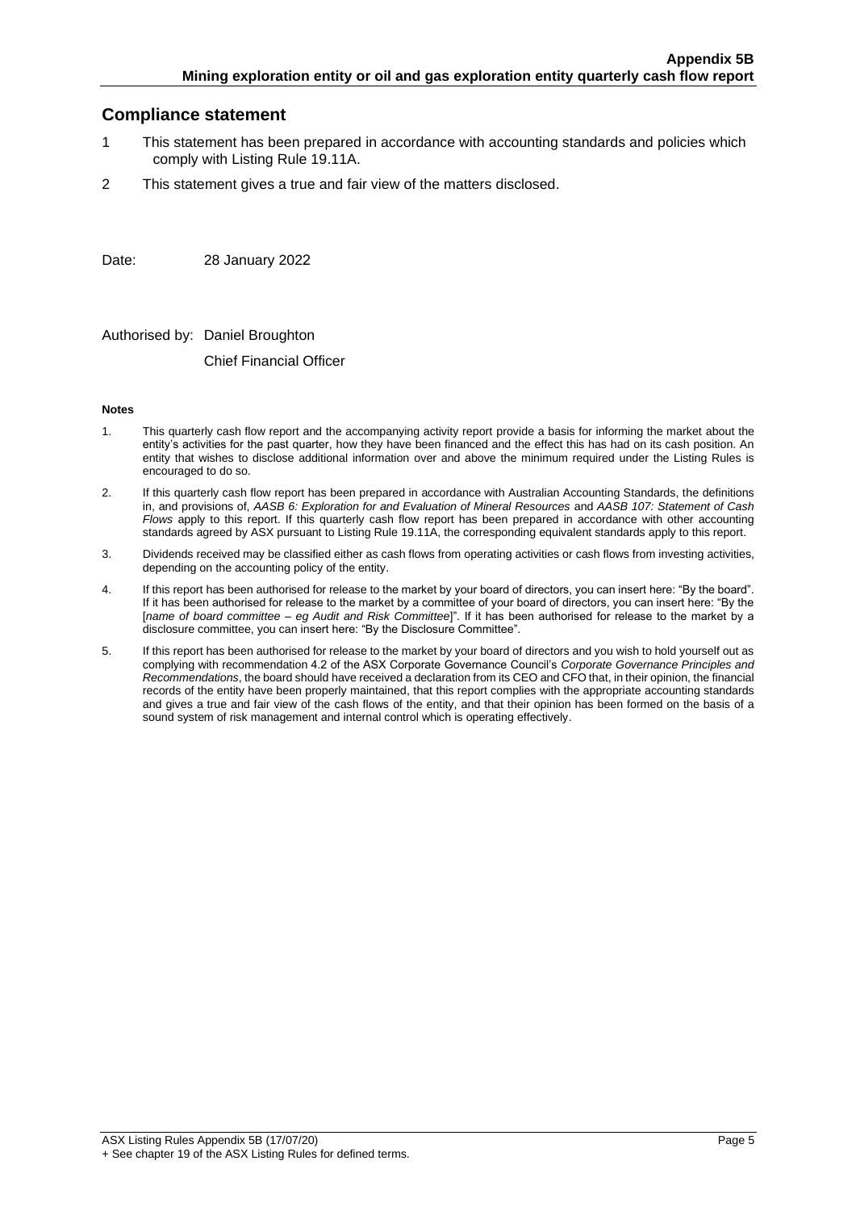## Compliance statement

1. This statement has been prepared in accordance with accounting standards and policies which comply with Listing Rule 19.11A.
2. This statement gives a true and fair view of the matters disclosed.

Date: 28 January 2022

Authorised by: Daniel Broughton

Chief Financial Officer

#### Notes

1. This quarterly cash flow report and the accompanying activity report provide a basis for informing the market about the entity's activities for the past quarter, how they have been financed and the effect this has had on its cash position. An entity that wishes to disclose additional information over and above the minimum required under the Listing Rules is encouraged to do so.
2. If this quarterly cash flow report has been prepared in accordance with Australian Accounting Standards, the definitions in, and provisions of, *AASB 6: Exploration for and Evaluation of Mineral Resources* and *AASB 107: Statement of Cash Flows* apply to this report. If this quarterly cash flow report has been prepared in accordance with other accounting standards agreed by ASX pursuant to Listing Rule 19.11A, the corresponding equivalent standards apply to this report.
3. Dividends received may be classified either as cash flows from operating activities or cash flows from investing activities, depending on the accounting policy of the entity.
4. If this report has been authorised for release to the market by your board of directors, you can insert here: "By the board". If it has been authorised for release to the market by a committee of your board of directors, you can insert here: "By the [*name of board committee – eg Audit and Risk Committee*]". If it has been authorised for release to the market by a disclosure committee, you can insert here: "By the Disclosure Committee".
5. If this report has been authorised for release to the market by your board of directors and you wish to hold yourself out as complying with recommendation 4.2 of the ASX Corporate Governance Council's *Corporate Governance Principles and Recommendations*, the board should have received a declaration from its CEO and CFO that, in their opinion, the financial records of the entity have been properly maintained, that this report complies with the appropriate accounting standards and gives a true and fair view of the cash flows of the entity, and that their opinion has been formed on the basis of a sound system of risk management and internal control which is operating effectively.